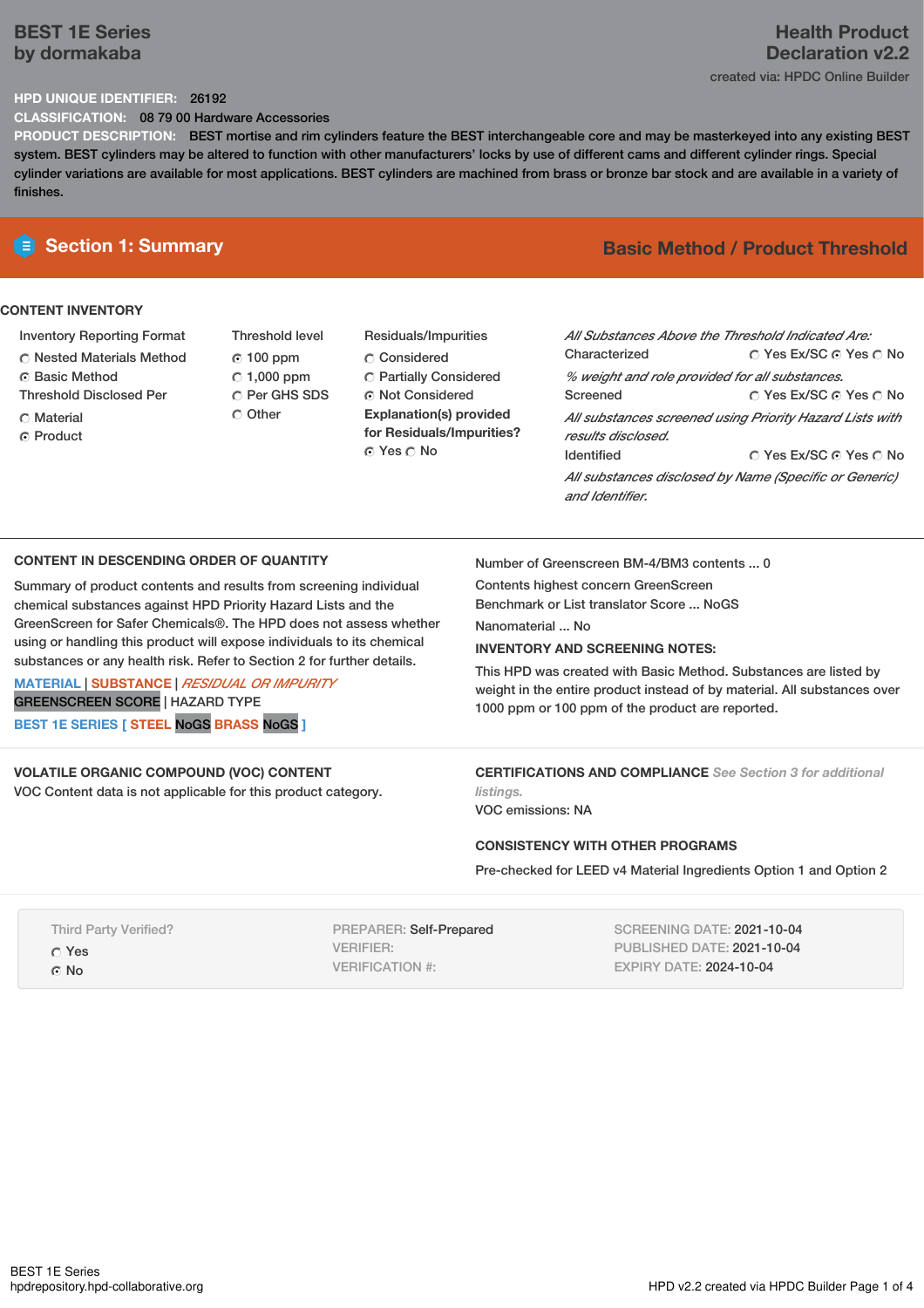# BEST 1E Series
## by dormakaba

**Health Product Declaration v2.2**

created via: HPDC Online Builder

**HPD UNIQUE IDENTIFIER:** 26192

**CLASSIFICATION:** 08 79 00 Hardware Accessories

**PRODUCT DESCRIPTION:** BEST mortise and rim cylinders feature the BEST interchangeable core and may be masterkeyed into any existing BEST system. BEST cylinders may be altered to function with other manufacturers' locks by use of different cams and different cylinder rings. Special cylinder variations are available for most applications. BEST cylinders are machined from brass or bronze bar stock and are available in a variety of finishes.

## Section 1: Summary

**Basic Method / Product Threshold**

### CONTENT INVENTORY

**Inventory Reporting Format**
- ○ Nested Materials Method
- ◉ Basic Method

**Threshold Disclosed Per**
- ○ Material
- ◉ Product

**Threshold level**
- ◉ 100 ppm
- ○ 1,000 ppm
- ○ Per GHS SDS
- ○ Other

**Residuals/Impurities**
- ○ Considered
- ○ Partially Considered
- ◉ Not Considered

**Explanation(s) provided for Residuals/Impurities?**
◉ Yes ○ No

*All Substances Above the Threshold Indicated Are:*

Characterized ○ Yes Ex/SC ◉ Yes ○ No
*% weight and role provided for all substances.*

Screened ○ Yes Ex/SC ◉ Yes ○ No
*All substances screened using Priority Hazard Lists with results disclosed.*

Identified ○ Yes Ex/SC ◉ Yes ○ No
*All substances disclosed by Name (Specific or Generic) and Identifier.*

### CONTENT IN DESCENDING ORDER OF QUANTITY

Summary of product contents and results from screening individual chemical substances against HPD Priority Hazard Lists and the GreenScreen for Safer Chemicals®. The HPD does not assess whether using or handling this product will expose individuals to its chemical substances or any health risk. Refer to Section 2 for further details.

MATERIAL | SUBSTANCE | *RESIDUAL OR IMPURITY*
GREENSCREEN SCORE | HAZARD TYPE

**BEST 1E SERIES** [ **STEEL** NoGS **BRASS** NoGS ]

Number of Greenscreen BM-4/BM3 contents ... 0

Contents highest concern GreenScreen Benchmark or List translator Score ... NoGS

Nanomaterial ... No

**INVENTORY AND SCREENING NOTES:**

This HPD was created with Basic Method. Substances are listed by weight in the entire product instead of by material. All substances over 1000 ppm or 100 ppm of the product are reported.

### VOLATILE ORGANIC COMPOUND (VOC) CONTENT

VOC Content data is not applicable for this product category.

### CERTIFICATIONS AND COMPLIANCE *See Section 3 for additional listings.*

VOC emissions: NA

### CONSISTENCY WITH OTHER PROGRAMS

Pre-checked for LEED v4 Material Ingredients Option 1 and Option 2

Third Party Verified?
- ○ Yes
- ◉ No

PREPARER: Self-Prepared
VERIFIER:
VERIFICATION #:

SCREENING DATE: 2021-10-04
PUBLISHED DATE: 2021-10-04
EXPIRY DATE: 2024-10-04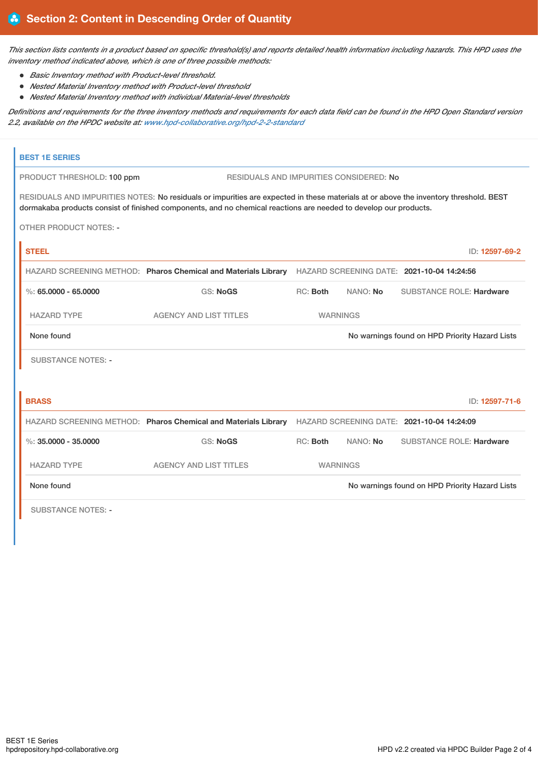## Section 2: Content in Descending Order of Quantity

*This section lists contents in a product based on specific threshold(s) and reports detailed health information including hazards. This HPD uses the inventory method indicated above, which is one of three possible methods:*

- *Basic Inventory method with Product-level threshold.*
- *Nested Material Inventory method with Product-level threshold*
- *Nested Material Inventory method with individual Material-level thresholds*

*Definitions and requirements for the three inventory methods and requirements for each data field can be found in the HPD Open Standard version 2.2, available on the HPDC website at: [www.hpd-collaborative.org/hpd-2-2-standard](www.hpd-collaborative.org/hpd-2-2-standard)*

### BEST 1E SERIES

PRODUCT THRESHOLD: **100 ppm**

RESIDUALS AND IMPURITIES CONSIDERED: **No**

RESIDUALS AND IMPURITIES NOTES: No residuals or impurities are expected in these materials at or above the inventory threshold. BEST dormakaba products consist of finished components, and no chemical reactions are needed to develop our products.

OTHER PRODUCT NOTES: -

#### STEEL

ID: 12597-69-2

HAZARD SCREENING METHOD: **Pharos Chemical and Materials Library**

HAZARD SCREENING DATE: **2021-10-04 14:24:56**

%: **65.0000 - 65.0000** | GS: **NoGS** | RC: **Both** | NANO: **No** | SUBSTANCE ROLE: **Hardware**

| HAZARD TYPE | AGENCY AND LIST TITLES | WARNINGS |
|---|---|---|
| None found | | No warnings found on HPD Priority Hazard Lists |

SUBSTANCE NOTES: -

#### BRASS

ID: 12597-71-6

HAZARD SCREENING METHOD: **Pharos Chemical and Materials Library**

HAZARD SCREENING DATE: **2021-10-04 14:24:09**

%: **35.0000 - 35.0000** | GS: **NoGS** | RC: **Both** | NANO: **No** | SUBSTANCE ROLE: **Hardware**

| HAZARD TYPE | AGENCY AND LIST TITLES | WARNINGS |
|---|---|---|
| None found | | No warnings found on HPD Priority Hazard Lists |

SUBSTANCE NOTES: -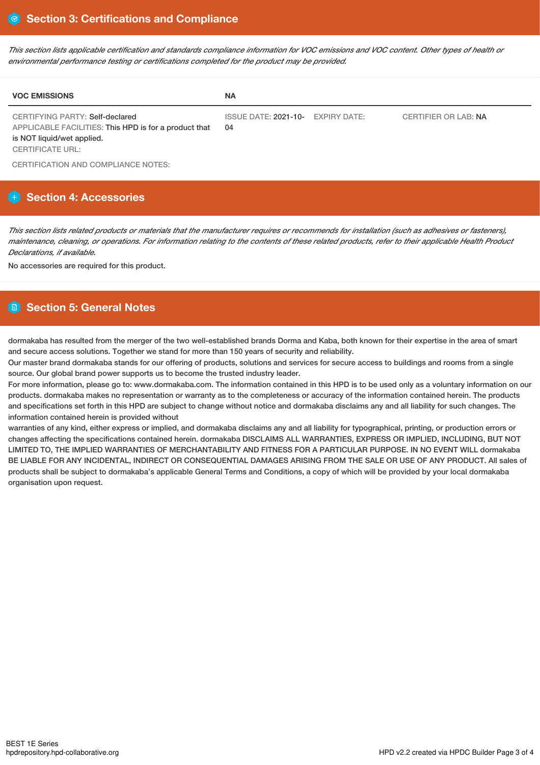## Section 3: Certifications and Compliance

*This section lists applicable certification and standards compliance information for VOC emissions and VOC content. Other types of health or environmental performance testing or certifications completed for the product may be provided.*

| VOC EMISSIONS | NA | | |
|---|---|---|---|
| CERTIFYING PARTY: Self-declared<br>APPLICABLE FACILITIES: This HPD is for a product that is NOT liquid/wet applied.<br>CERTIFICATE URL: | ISSUE DATE: 2021-10-04 | EXPIRY DATE: | CERTIFIER OR LAB: NA |

CERTIFICATION AND COMPLIANCE NOTES:

## Section 4: Accessories

*This section lists related products or materials that the manufacturer requires or recommends for installation (such as adhesives or fasteners), maintenance, cleaning, or operations. For information relating to the contents of these related products, refer to their applicable Health Product Declarations, if available.*

No accessories are required for this product.

## Section 5: General Notes

dormakaba has resulted from the merger of the two well-established brands Dorma and Kaba, both known for their expertise in the area of smart and secure access solutions. Together we stand for more than 150 years of security and reliability.
Our master brand dormakaba stands for our offering of products, solutions and services for secure access to buildings and rooms from a single source. Our global brand power supports us to become the trusted industry leader.
For more information, please go to: www.dormakaba.com. The information contained in this HPD is to be used only as a voluntary information on our products. dormakaba makes no representation or warranty as to the completeness or accuracy of the information contained herein. The products and specifications set forth in this HPD are subject to change without notice and dormakaba disclaims any and all liability for such changes. The information contained herein is provided without
warranties of any kind, either express or implied, and dormakaba disclaims any and all liability for typographical, printing, or production errors or changes affecting the specifications contained herein. dormakaba DISCLAIMS ALL WARRANTIES, EXPRESS OR IMPLIED, INCLUDING, BUT NOT LIMITED TO, THE IMPLIED WARRANTIES OF MERCHANTABILITY AND FITNESS FOR A PARTICULAR PURPOSE. IN NO EVENT WILL dormakaba BE LIABLE FOR ANY INCIDENTAL, INDIRECT OR CONSEQUENTIAL DAMAGES ARISING FROM THE SALE OR USE OF ANY PRODUCT. All sales of products shall be subject to dormakaba's applicable General Terms and Conditions, a copy of which will be provided by your local dormakaba organisation upon request.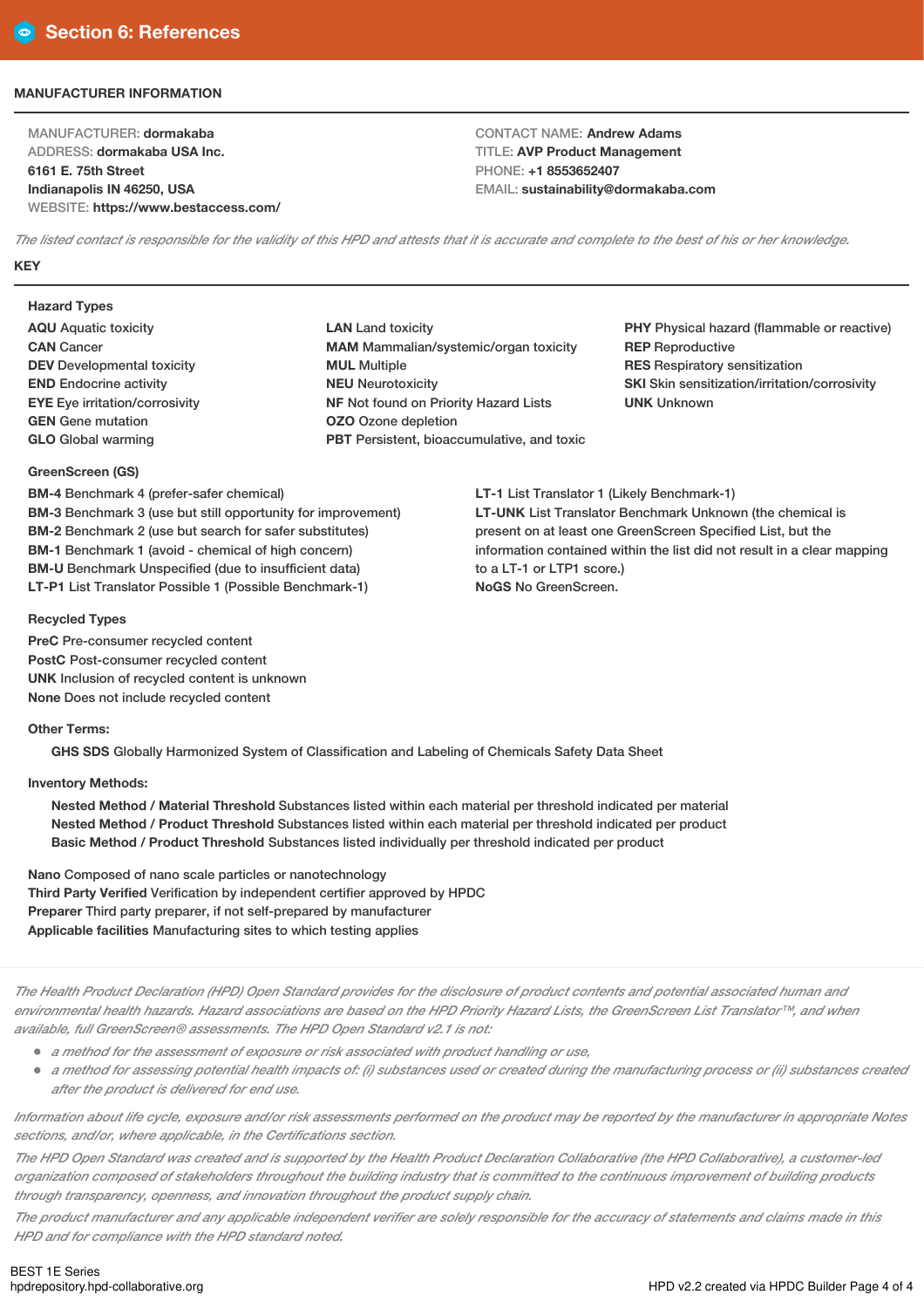# Section 6: References

## MANUFACTURER INFORMATION

MANUFACTURER: **dormakaba**
ADDRESS: **dormakaba USA Inc.**
**6161 E. 75th Street**
**Indianapolis IN 46250, USA**
WEBSITE: **https://www.bestaccess.com/**

CONTACT NAME: **Andrew Adams**
TITLE: **AVP Product Management**
PHONE: **+1 8553652407**
EMAIL: **sustainability@dormakaba.com**

*The listed contact is responsible for the validity of this HPD and attests that it is accurate and complete to the best of his or her knowledge.*

## KEY

### Hazard Types

**AQU** Aquatic toxicity
**CAN** Cancer
**DEV** Developmental toxicity
**END** Endocrine activity
**EYE** Eye irritation/corrosivity
**GEN** Gene mutation
**GLO** Global warming
**LAN** Land toxicity
**MAM** Mammalian/systemic/organ toxicity
**MUL** Multiple
**NEU** Neurotoxicity
**NF** Not found on Priority Hazard Lists
**OZO** Ozone depletion
**PBT** Persistent, bioaccumulative, and toxic
**PHY** Physical hazard (flammable or reactive)
**REP** Reproductive
**RES** Respiratory sensitization
**SKI** Skin sensitization/irritation/corrosivity
**UNK** Unknown

### GreenScreen (GS)

**BM-4** Benchmark 4 (prefer-safer chemical)
**BM-3** Benchmark 3 (use but still opportunity for improvement)
**BM-2** Benchmark 2 (use but search for safer substitutes)
**BM-1** Benchmark 1 (avoid - chemical of high concern)
**BM-U** Benchmark Unspecified (due to insufficient data)
**LT-P1** List Translator Possible 1 (Possible Benchmark-1)
**LT-1** List Translator 1 (Likely Benchmark-1)
**LT-UNK** List Translator Benchmark Unknown (the chemical is present on at least one GreenScreen Specified List, but the information contained within the list did not result in a clear mapping to a LT-1 or LTP1 score.)
**NoGS** No GreenScreen.

### Recycled Types

**PreC** Pre-consumer recycled content
**PostC** Post-consumer recycled content
**UNK** Inclusion of recycled content is unknown
**None** Does not include recycled content

### Other Terms:

**GHS SDS** Globally Harmonized System of Classification and Labeling of Chemicals Safety Data Sheet

### Inventory Methods:

**Nested Method / Material Threshold** Substances listed within each material per threshold indicated per material
**Nested Method / Product Threshold** Substances listed within each material per threshold indicated per product
**Basic Method / Product Threshold** Substances listed individually per threshold indicated per product

**Nano** Composed of nano scale particles or nanotechnology
**Third Party Verified** Verification by independent certifier approved by HPDC
**Preparer** Third party preparer, if not self-prepared by manufacturer
**Applicable facilities** Manufacturing sites to which testing applies

*The Health Product Declaration (HPD) Open Standard provides for the disclosure of product contents and potential associated human and environmental health hazards. Hazard associations are based on the HPD Priority Hazard Lists, the GreenScreen List Translator™, and when available, full GreenScreen® assessments. The HPD Open Standard v2.1 is not:*

- *a method for the assessment of exposure or risk associated with product handling or use,*
- *a method for assessing potential health impacts of: (i) substances used or created during the manufacturing process or (ii) substances created after the product is delivered for end use.*

*Information about life cycle, exposure and/or risk assessments performed on the product may be reported by the manufacturer in appropriate Notes sections, and/or, where applicable, in the Certifications section.*

*The HPD Open Standard was created and is supported by the Health Product Declaration Collaborative (the HPD Collaborative), a customer-led organization composed of stakeholders throughout the building industry that is committed to the continuous improvement of building products through transparency, openness, and innovation throughout the product supply chain.*

*The product manufacturer and any applicable independent verifier are solely responsible for the accuracy of statements and claims made in this HPD and for compliance with the HPD standard noted.*